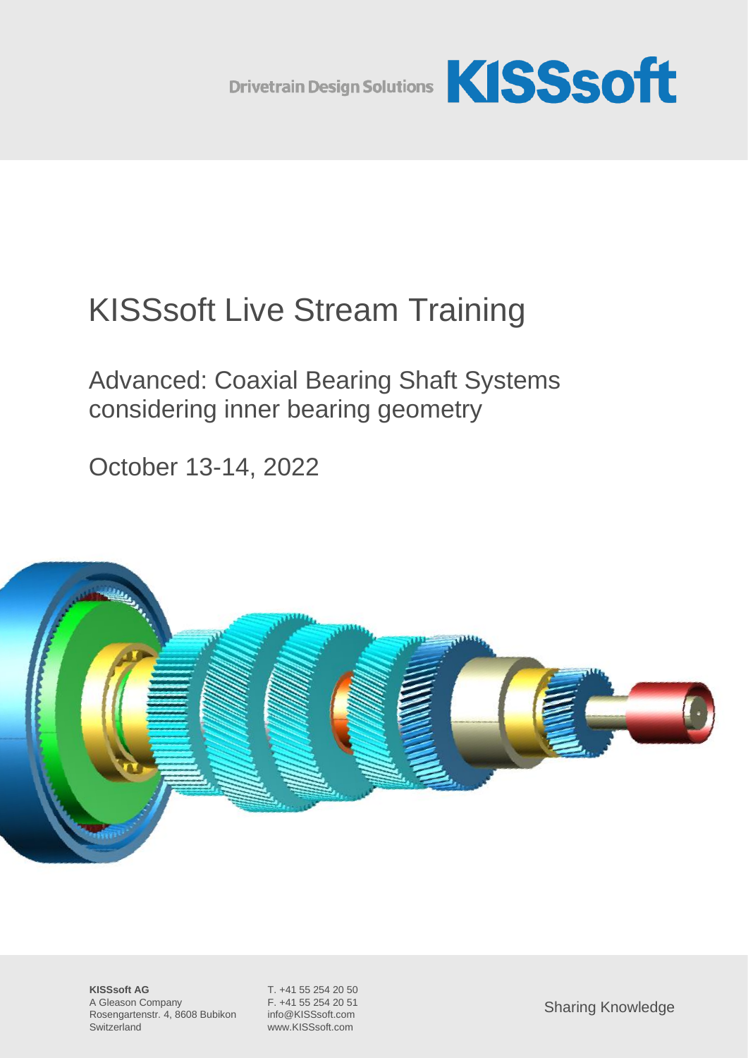Drivetrain Design Solutions **KISSsoft**

# KISSsoft Live Stream Training

## Advanced: Coaxial Bearing Shaft Systems considering inner bearing geometry

October 13-14, 2022

**KISSsoft AG**
A Gleason Company
Rosengartenstr. 4, 8608 Bubikon
Switzerland

T. +41 55 254 20 50
F. +41 55 254 20 51
info@KISSsoft.com
www.KISSsoft.com

Sharing Knowledge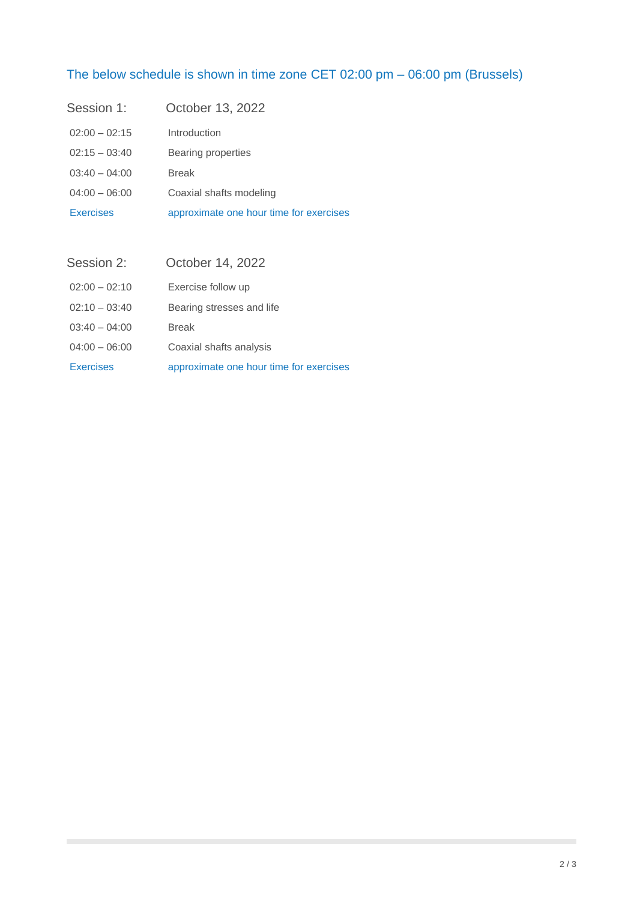The below schedule is shown in time zone CET 02:00 pm – 06:00 pm (Brussels)

| Session 1: | October 13, 2022 |
| --- | --- |
| 02:00 – 02:15 | Introduction |
| 02:15 – 03:40 | Bearing properties |
| 03:40 – 04:00 | Break |
| 04:00 – 06:00 | Coaxial shafts modeling |
| Exercises | approximate one hour time for exercises |

| Session 2: | October 14, 2022 |
| --- | --- |
| 02:00 – 02:10 | Exercise follow up |
| 02:10 – 03:40 | Bearing stresses and life |
| 03:40 – 04:00 | Break |
| 04:00 – 06:00 | Coaxial shafts analysis |
| Exercises | approximate one hour time for exercises |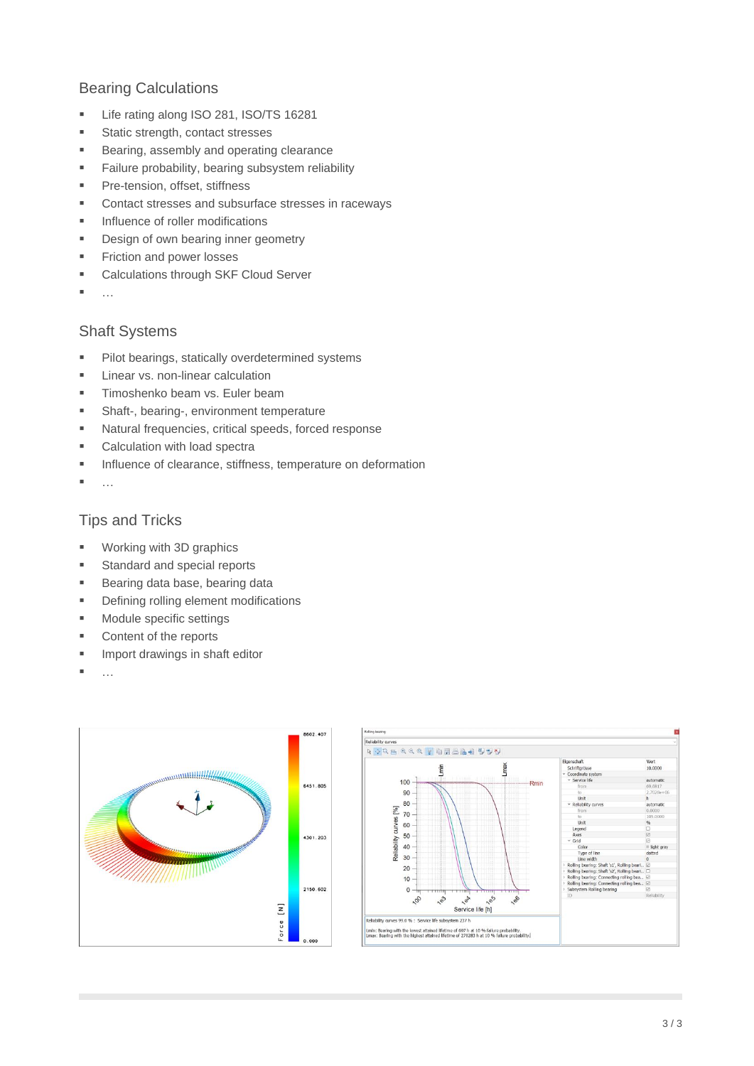## Bearing Calculations

- Life rating along ISO 281, ISO/TS 16281
- Static strength, contact stresses
- Bearing, assembly and operating clearance
- Failure probability, bearing subsystem reliability
- Pre-tension, offset, stiffness
- Contact stresses and subsurface stresses in raceways
- Influence of roller modifications
- Design of own bearing inner geometry
- Friction and power losses
- Calculations through SKF Cloud Server
- …

## Shaft Systems

- Pilot bearings, statically overdetermined systems
- Linear vs. non-linear calculation
- Timoshenko beam vs. Euler beam
- Shaft-, bearing-, environment temperature
- Natural frequencies, critical speeds, forced response
- Calculation with load spectra
- Influence of clearance, stiffness, temperature on deformation
- …

## Tips and Tricks

- Working with 3D graphics
- Standard and special reports
- Bearing data base, bearing data
- Defining rolling element modifications
- Module specific settings
- Content of the reports
- Import drawings in shaft editor
- …